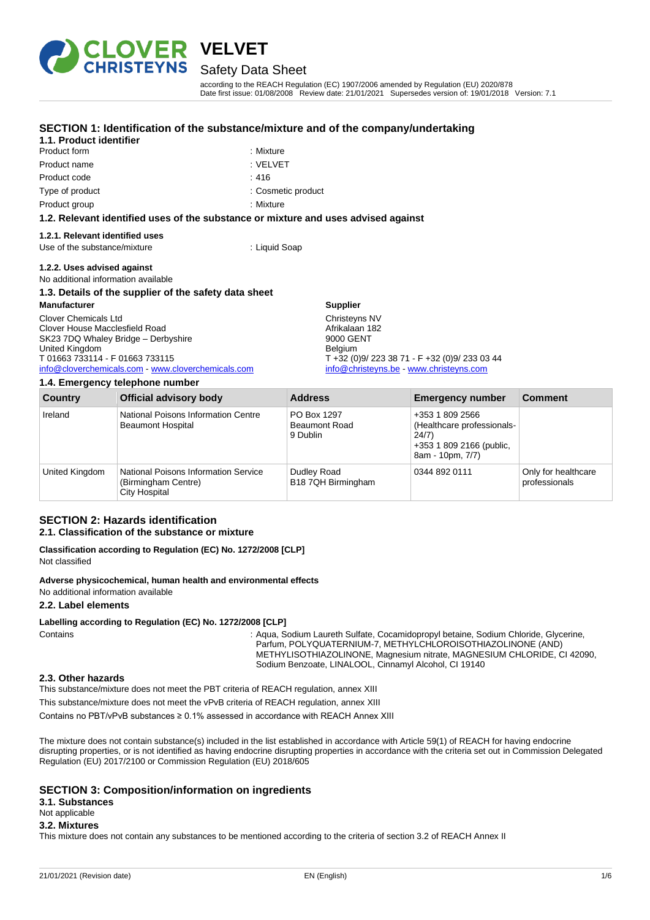# VELVET

## Safety Data Sheet

according to the REACH Regulation (EC) 1907/2006 amended by Regulation (EU) 2020/878
Date first issue: 01/08/2008 Review date: 21/01/2021 Supersedes version of: 19/01/2018 Version: 7.1

## SECTION 1: Identification of the substance/mixture and of the company/undertaking

### 1.1. Product identifier

| | |
|---|---|
| Product form | : Mixture |
| Product name | : VELVET |
| Product code | : 416 |
| Type of product | : Cosmetic product |
| Product group | : Mixture |

### 1.2. Relevant identified uses of the substance or mixture and uses advised against

#### 1.2.1. Relevant identified uses

Use of the substance/mixture : Liquid Soap

#### 1.2.2. Uses advised against

No additional information available

### 1.3. Details of the supplier of the safety data sheet

**Manufacturer**

Clover Chemicals Ltd
Clover House Macclesfield Road
SK23 7DQ Whaley Bridge – Derbyshire
United Kingdom
T 01663 733114 - F 01663 733115
info@cloverchemicals.com - www.cloverchemicals.com

**Supplier**

Christeyns NV
Afrikalaan 182
9000 GENT
Belgium
T +32 (0)9/ 223 38 71 - F +32 (0)9/ 233 03 44
info@christeyns.be - www.christeyns.com

### 1.4. Emergency telephone number

| Country | Official advisory body | Address | Emergency number | Comment |
|---|---|---|---|---|
| Ireland | National Poisons Information Centre Beaumont Hospital | PO Box 1297 Beaumont Road 9 Dublin | +353 1 809 2566 (Healthcare professionals- 24/7) +353 1 809 2166 (public, 8am - 10pm, 7/7) | |
| United Kingdom | National Poisons Information Service (Birmingham Centre) City Hospital | Dudley Road B18 7QH Birmingham | 0344 892 0111 | Only for healthcare professionals |

## SECTION 2: Hazards identification

### 2.1. Classification of the substance or mixture

**Classification according to Regulation (EC) No. 1272/2008 [CLP]**

Not classified

**Adverse physicochemical, human health and environmental effects**

No additional information available

### 2.2. Label elements

**Labelling according to Regulation (EC) No. 1272/2008 [CLP]**

Contains : Aqua, Sodium Laureth Sulfate, Cocamidopropyl betaine, Sodium Chloride, Glycerine, Parfum, POLYQUATERNIUM-7, METHYLCHLOROISOTHIAZOLINONE (AND) METHYLISOTHIAZOLINONE, Magnesium nitrate, MAGNESIUM CHLORIDE, CI 42090, Sodium Benzoate, LINALOOL, Cinnamyl Alcohol, CI 19140

### 2.3. Other hazards

This substance/mixture does not meet the PBT criteria of REACH regulation, annex XIII

This substance/mixture does not meet the vPvB criteria of REACH regulation, annex XIII

Contains no PBT/vPvB substances ≥ 0.1% assessed in accordance with REACH Annex XIII

The mixture does not contain substance(s) included in the list established in accordance with Article 59(1) of REACH for having endocrine disrupting properties, or is not identified as having endocrine disrupting properties in accordance with the criteria set out in Commission Delegated Regulation (EU) 2017/2100 or Commission Regulation (EU) 2018/605

## SECTION 3: Composition/information on ingredients

### 3.1. Substances

Not applicable

### 3.2. Mixtures

This mixture does not contain any substances to be mentioned according to the criteria of section 3.2 of REACH Annex II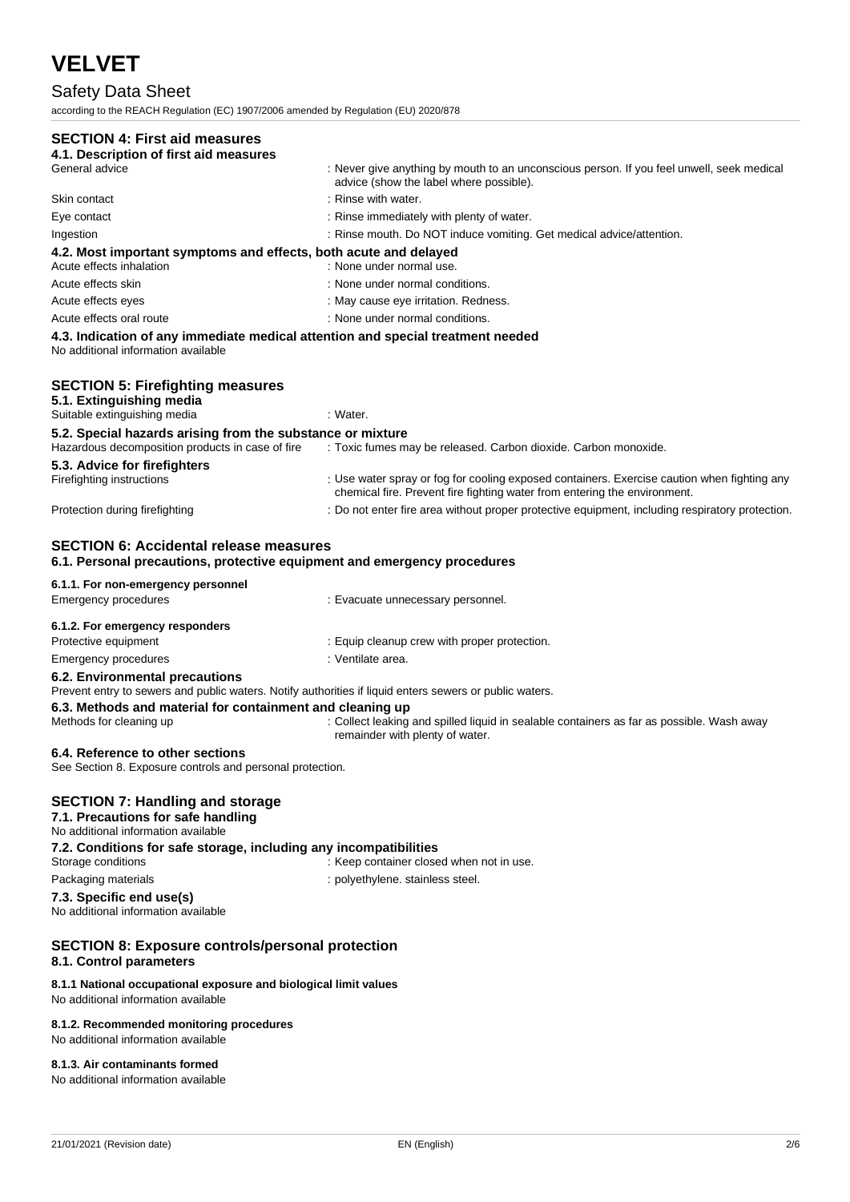## SECTION 4: First aid measures

### 4.1. Description of first aid measures

| | |
|---|---|
| General advice | : Never give anything by mouth to an unconscious person. If you feel unwell, seek medical advice (show the label where possible). |
| Skin contact | : Rinse with water. |
| Eye contact | : Rinse immediately with plenty of water. |
| Ingestion | : Rinse mouth. Do NOT induce vomiting. Get medical advice/attention. |

### 4.2. Most important symptoms and effects, both acute and delayed

| | |
|---|---|
| Acute effects inhalation | : None under normal use. |
| Acute effects skin | : None under normal conditions. |
| Acute effects eyes | : May cause eye irritation. Redness. |
| Acute effects oral route | : None under normal conditions. |

### 4.3. Indication of any immediate medical attention and special treatment needed

No additional information available

## SECTION 5: Firefighting measures

### 5.1. Extinguishing media

| | |
|---|---|
| Suitable extinguishing media | : Water. |

### 5.2. Special hazards arising from the substance or mixture

| | |
|---|---|
| Hazardous decomposition products in case of fire | : Toxic fumes may be released. Carbon dioxide. Carbon monoxide. |

### 5.3. Advice for firefighters

| | |
|---|---|
| Firefighting instructions | : Use water spray or fog for cooling exposed containers. Exercise caution when fighting any chemical fire. Prevent fire fighting water from entering the environment. |
| Protection during firefighting | : Do not enter fire area without proper protective equipment, including respiratory protection. |

## SECTION 6: Accidental release measures

### 6.1. Personal precautions, protective equipment and emergency procedures

#### 6.1.1. For non-emergency personnel

| | |
|---|---|
| Emergency procedures | : Evacuate unnecessary personnel. |

#### 6.1.2. For emergency responders

| | |
|---|---|
| Protective equipment | : Equip cleanup crew with proper protection. |
| Emergency procedures | : Ventilate area. |

### 6.2. Environmental precautions

Prevent entry to sewers and public waters. Notify authorities if liquid enters sewers or public waters.

### 6.3. Methods and material for containment and cleaning up

| | |
|---|---|
| Methods for cleaning up | : Collect leaking and spilled liquid in sealable containers as far as possible. Wash away remainder with plenty of water. |

### 6.4. Reference to other sections

See Section 8. Exposure controls and personal protection.

## SECTION 7: Handling and storage

### 7.1. Precautions for safe handling

No additional information available

### 7.2. Conditions for safe storage, including any incompatibilities

| | |
|---|---|
| Storage conditions | : Keep container closed when not in use. |
| Packaging materials | : polyethylene. stainless steel. |

### 7.3. Specific end use(s)

No additional information available

## SECTION 8: Exposure controls/personal protection

### 8.1. Control parameters

#### 8.1.1 National occupational exposure and biological limit values

No additional information available

#### 8.1.2. Recommended monitoring procedures

No additional information available

#### 8.1.3. Air contaminants formed

No additional information available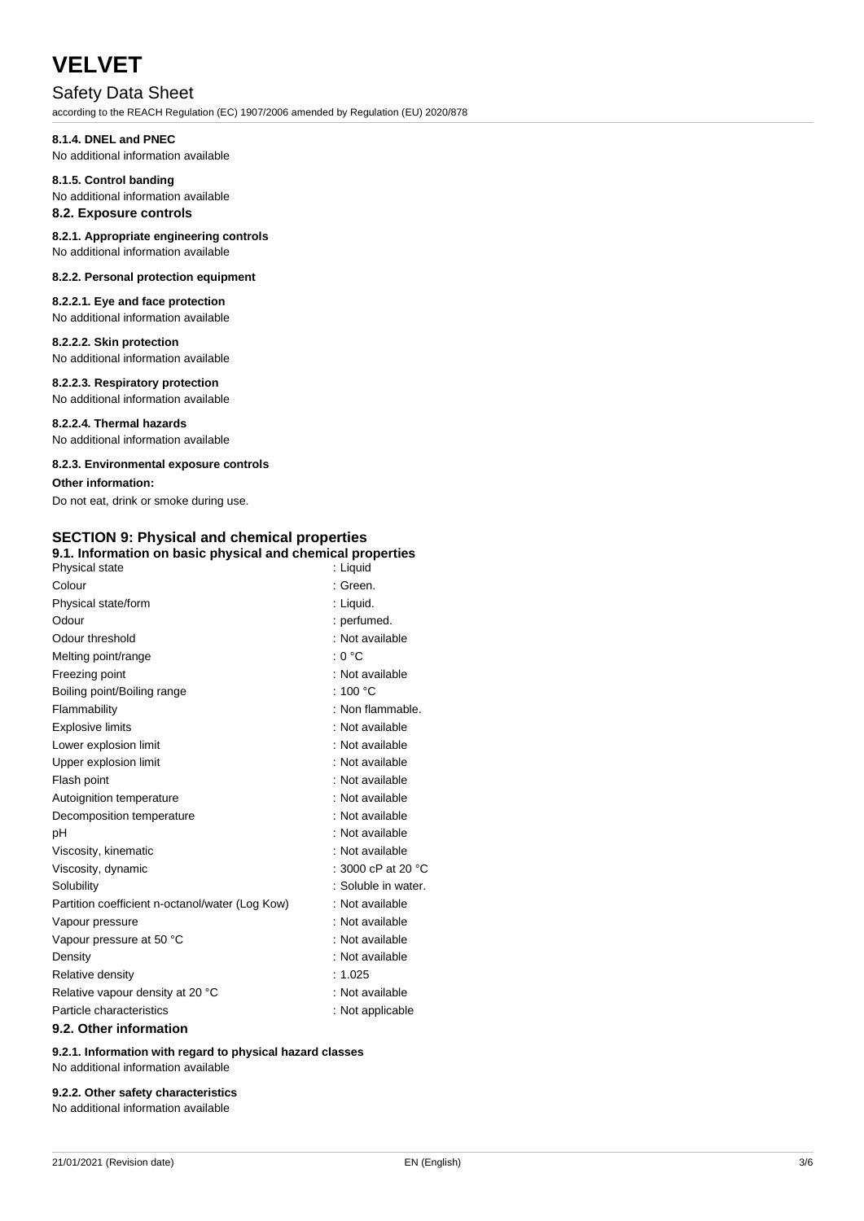#### 8.1.4. DNEL and PNEC

No additional information available

#### 8.1.5. Control banding

No additional information available

### 8.2. Exposure controls

#### 8.2.1. Appropriate engineering controls

No additional information available

#### 8.2.2. Personal protection equipment

##### 8.2.2.1. Eye and face protection

No additional information available

##### 8.2.2.2. Skin protection

No additional information available

##### 8.2.2.3. Respiratory protection

No additional information available

##### 8.2.2.4. Thermal hazards

No additional information available

#### 8.2.3. Environmental exposure controls

**Other information:**

Do not eat, drink or smoke during use.

## SECTION 9: Physical and chemical properties

### 9.1. Information on basic physical and chemical properties

| | |
|---|---|
| Physical state | : Liquid |
| Colour | : Green. |
| Physical state/form | : Liquid. |
| Odour | : perfumed. |
| Odour threshold | : Not available |
| Melting point/range | : 0 °C |
| Freezing point | : Not available |
| Boiling point/Boiling range | : 100 °C |
| Flammability | : Non flammable. |
| Explosive limits | : Not available |
| Lower explosion limit | : Not available |
| Upper explosion limit | : Not available |
| Flash point | : Not available |
| Autoignition temperature | : Not available |
| Decomposition temperature | : Not available |
| pH | : Not available |
| Viscosity, kinematic | : Not available |
| Viscosity, dynamic | : 3000 cP at 20 °C |
| Solubility | : Soluble in water. |
| Partition coefficient n-octanol/water (Log Kow) | : Not available |
| Vapour pressure | : Not available |
| Vapour pressure at 50 °C | : Not available |
| Density | : Not available |
| Relative density | : 1.025 |
| Relative vapour density at 20 °C | : Not available |
| Particle characteristics | : Not applicable |

### 9.2. Other information

#### 9.2.1. Information with regard to physical hazard classes

No additional information available

#### 9.2.2. Other safety characteristics

No additional information available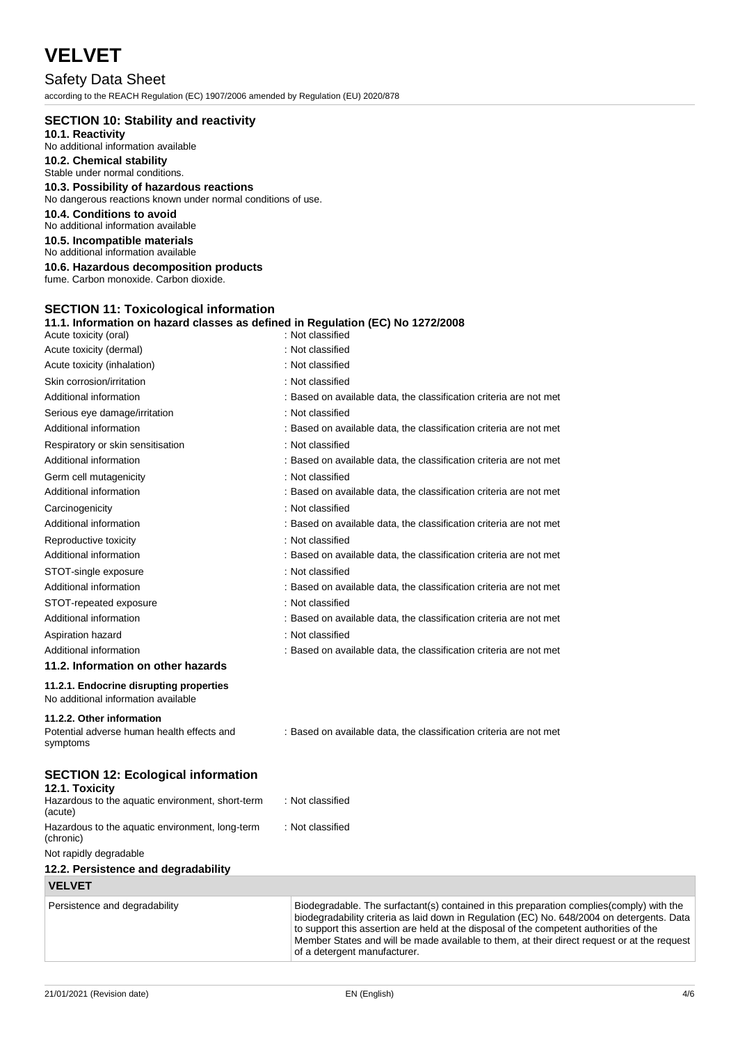# VELVET

## Safety Data Sheet

according to the REACH Regulation (EC) 1907/2006 amended by Regulation (EU) 2020/878

## SECTION 10: Stability and reactivity

**10.1. Reactivity**

No additional information available

**10.2. Chemical stability**

Stable under normal conditions.

**10.3. Possibility of hazardous reactions**

No dangerous reactions known under normal conditions of use.

**10.4. Conditions to avoid**

No additional information available

**10.5. Incompatible materials**

No additional information available

**10.6. Hazardous decomposition products**

fume. Carbon monoxide. Carbon dioxide.

## SECTION 11: Toxicological information

**11.1. Information on hazard classes as defined in Regulation (EC) No 1272/2008**

| | |
|---|---|
| Acute toxicity (oral) | : Not classified |
| Acute toxicity (dermal) | : Not classified |
| Acute toxicity (inhalation) | : Not classified |
| Skin corrosion/irritation | : Not classified |
| Additional information | : Based on available data, the classification criteria are not met |
| Serious eye damage/irritation | : Not classified |
| Additional information | : Based on available data, the classification criteria are not met |
| Respiratory or skin sensitisation | : Not classified |
| Additional information | : Based on available data, the classification criteria are not met |
| Germ cell mutagenicity | : Not classified |
| Additional information | : Based on available data, the classification criteria are not met |
| Carcinogenicity | : Not classified |
| Additional information | : Based on available data, the classification criteria are not met |
| Reproductive toxicity | : Not classified |
| Additional information | : Based on available data, the classification criteria are not met |
| STOT-single exposure | : Not classified |
| Additional information | : Based on available data, the classification criteria are not met |
| STOT-repeated exposure | : Not classified |
| Additional information | : Based on available data, the classification criteria are not met |
| Aspiration hazard | : Not classified |
| Additional information | : Based on available data, the classification criteria are not met |

**11.2. Information on other hazards**

**11.2.1. Endocrine disrupting properties**

No additional information available

**11.2.2. Other information**

| | |
|---|---|
| Potential adverse human health effects and symptoms | : Based on available data, the classification criteria are not met |

## SECTION 12: Ecological information

**12.1. Toxicity**

| | |
|---|---|
| Hazardous to the aquatic environment, short-term (acute) | : Not classified |
| Hazardous to the aquatic environment, long-term (chronic) | : Not classified |

Not rapidly degradable

**12.2. Persistence and degradability**

| VELVET | |
|---|---|
| Persistence and degradability | Biodegradable. The surfactant(s) contained in this preparation complies(comply) with the biodegradability criteria as laid down in Regulation (EC) No. 648/2004 on detergents. Data to support this assertion are held at the disposal of the competent authorities of the Member States and will be made available to them, at their direct request or at the request of a detergent manufacturer. |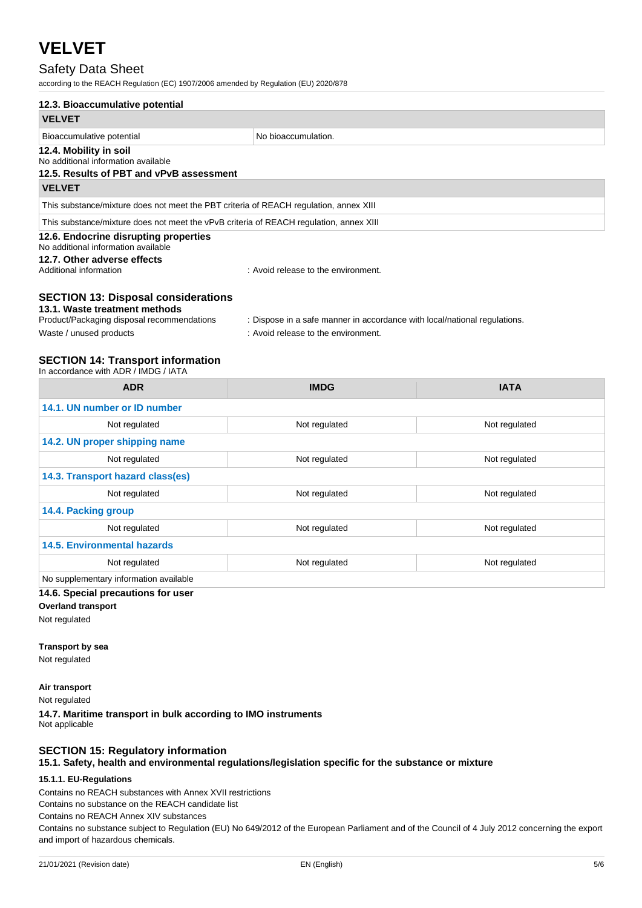### 12.3. Bioaccumulative potential

| VELVET | |
|---|---|
| Bioaccumulative potential | No bioaccumulation. |

### 12.4. Mobility in soil

No additional information available

### 12.5. Results of PBT and vPvB assessment

| VELVET |
|---|
| This substance/mixture does not meet the PBT criteria of REACH regulation, annex XIII |
| This substance/mixture does not meet the vPvB criteria of REACH regulation, annex XIII |

### 12.6. Endocrine disrupting properties

No additional information available

### 12.7. Other adverse effects

Additional information : Avoid release to the environment.

## SECTION 13: Disposal considerations

### 13.1. Waste treatment methods

Product/Packaging disposal recommendations : Dispose in a safe manner in accordance with local/national regulations.

Waste / unused products : Avoid release to the environment.

## SECTION 14: Transport information

In accordance with ADR / IMDG / IATA

| ADR | IMDG | IATA |
|---|---|---|
| **14.1. UN number or ID number** | | |
| Not regulated | Not regulated | Not regulated |
| **14.2. UN proper shipping name** | | |
| Not regulated | Not regulated | Not regulated |
| **14.3. Transport hazard class(es)** | | |
| Not regulated | Not regulated | Not regulated |
| **14.4. Packing group** | | |
| Not regulated | Not regulated | Not regulated |
| **14.5. Environmental hazards** | | |
| Not regulated | Not regulated | Not regulated |
| No supplementary information available | | |

### 14.6. Special precautions for user

**Overland transport**

Not regulated

**Transport by sea**

Not regulated

**Air transport**

Not regulated

### 14.7. Maritime transport in bulk according to IMO instruments

Not applicable

## SECTION 15: Regulatory information

### 15.1. Safety, health and environmental regulations/legislation specific for the substance or mixture

#### 15.1.1. EU-Regulations

Contains no REACH substances with Annex XVII restrictions

Contains no substance on the REACH candidate list

Contains no REACH Annex XIV substances

Contains no substance subject to Regulation (EU) No 649/2012 of the European Parliament and of the Council of 4 July 2012 concerning the export and import of hazardous chemicals.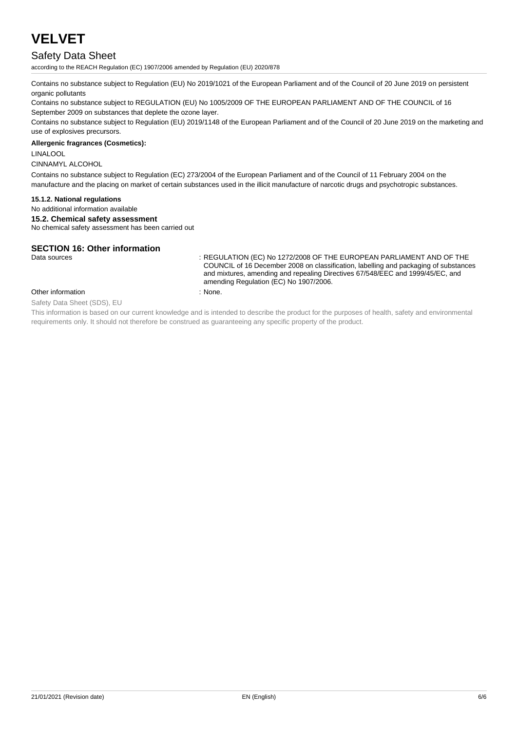Contains no substance subject to Regulation (EU) No 2019/1021 of the European Parliament and of the Council of 20 June 2019 on persistent organic pollutants

Contains no substance subject to REGULATION (EU) No 1005/2009 OF THE EUROPEAN PARLIAMENT AND OF THE COUNCIL of 16 September 2009 on substances that deplete the ozone layer.

Contains no substance subject to Regulation (EU) 2019/1148 of the European Parliament and of the Council of 20 June 2019 on the marketing and use of explosives precursors.

**Allergenic fragrances (Cosmetics):**

LINALOOL

CINNAMYL ALCOHOL

Contains no substance subject to Regulation (EC) 273/2004 of the European Parliament and of the Council of 11 February 2004 on the manufacture and the placing on market of certain substances used in the illicit manufacture of narcotic drugs and psychotropic substances.

**15.1.2. National regulations**

No additional information available

### 15.2. Chemical safety assessment

No chemical safety assessment has been carried out

## SECTION 16: Other information

Data sources : REGULATION (EC) No 1272/2008 OF THE EUROPEAN PARLIAMENT AND OF THE COUNCIL of 16 December 2008 on classification, labelling and packaging of substances and mixtures, amending and repealing Directives 67/548/EEC and 1999/45/EC, and amending Regulation (EC) No 1907/2006.

Other information : None.

Safety Data Sheet (SDS), EU

This information is based on our current knowledge and is intended to describe the product for the purposes of health, safety and environmental requirements only. It should not therefore be construed as guaranteeing any specific property of the product.